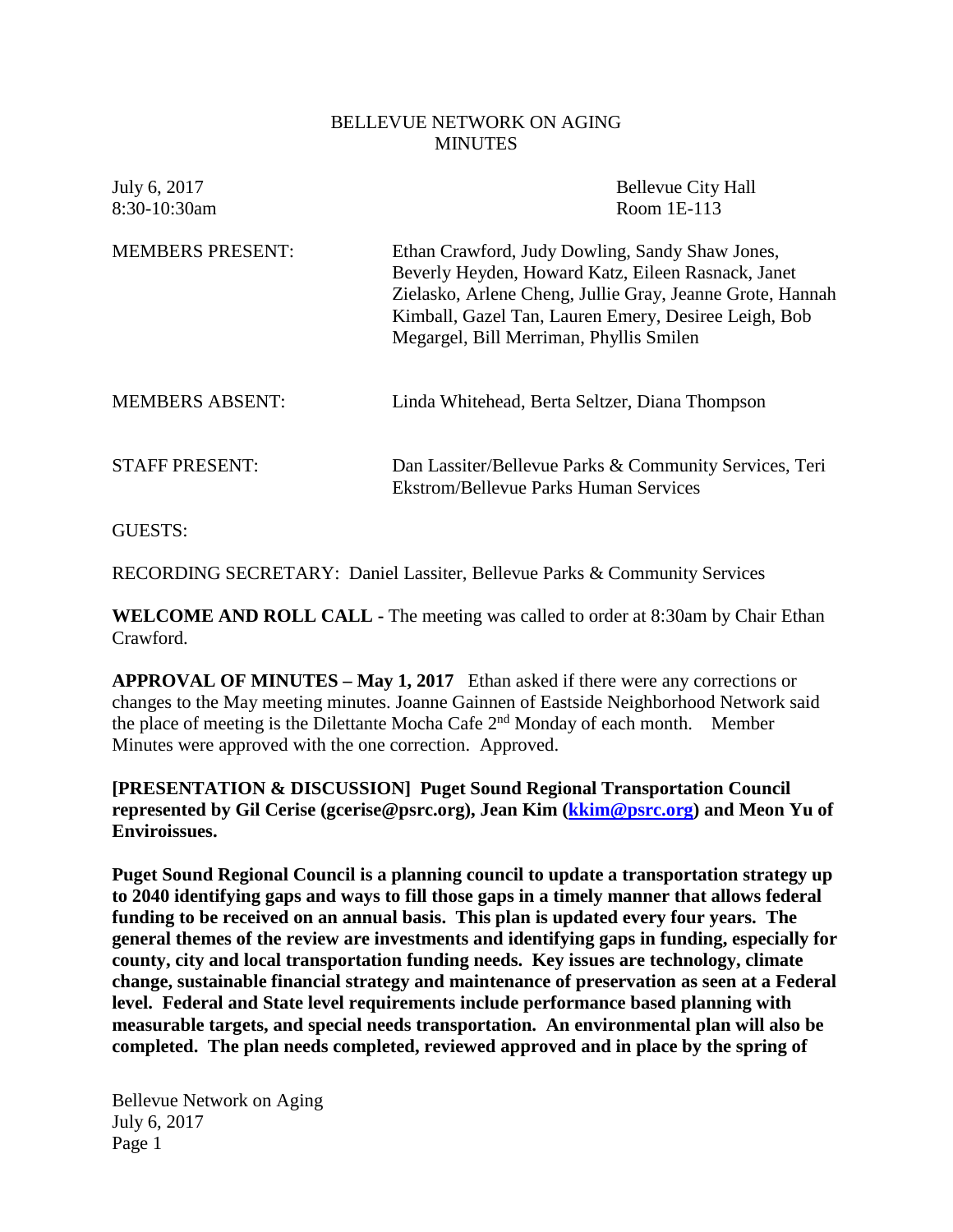BELLEVUE NETWORK ON AGING
MINUTES

July 6, 2017 — Bellevue City Hall
8:30-10:30am — Room 1E-113

MEMBERS PRESENT: Ethan Crawford, Judy Dowling, Sandy Shaw Jones, Beverly Heyden, Howard Katz, Eileen Rasnack, Janet Zielasko, Arlene Cheng, Jullie Gray, Jeanne Grote, Hannah Kimball, Gazel Tan, Lauren Emery, Desiree Leigh, Bob Megargel, Bill Merriman, Phyllis Smilen

MEMBERS ABSENT: Linda Whitehead, Berta Seltzer, Diana Thompson

STAFF PRESENT: Dan Lassiter/Bellevue Parks & Community Services, Teri Ekstrom/Bellevue Parks Human Services

GUESTS:

RECORDING SECRETARY: Daniel Lassiter, Bellevue Parks & Community Services

**WELCOME AND ROLL CALL** - The meeting was called to order at 8:30am by Chair Ethan Crawford.

**APPROVAL OF MINUTES – May 1, 2017** Ethan asked if there were any corrections or changes to the May meeting minutes. Joanne Gainnen of Eastside Neighborhood Network said the place of meeting is the Dilettante Mocha Cafe 2nd Monday of each month. Member Minutes were approved with the one correction. Approved.

**[PRESENTATION & DISCUSSION] Puget Sound Regional Transportation Council represented by Gil Cerise (gcerise@psrc.org), Jean Kim (kkim@psrc.org) and Meon Yu of Enviroissues.**

**Puget Sound Regional Council is a planning council to update a transportation strategy up to 2040 identifying gaps and ways to fill those gaps in a timely manner that allows federal funding to be received on an annual basis. This plan is updated every four years. The general themes of the review are investments and identifying gaps in funding, especially for county, city and local transportation funding needs. Key issues are technology, climate change, sustainable financial strategy and maintenance of preservation as seen at a Federal level. Federal and State level requirements include performance based planning with measurable targets, and special needs transportation. An environmental plan will also be completed. The plan needs completed, reviewed approved and in place by the spring of**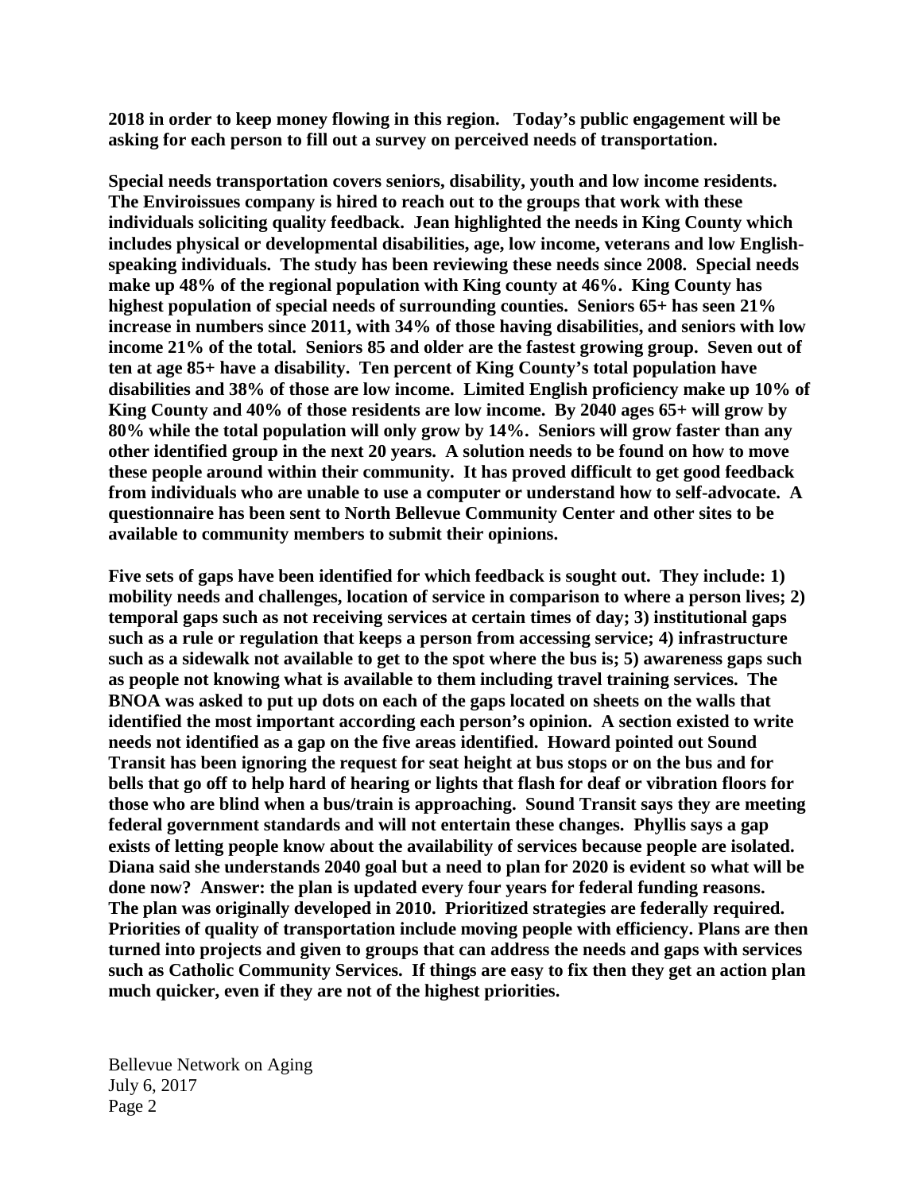**2018 in order to keep money flowing in this region. Today's public engagement will be asking for each person to fill out a survey on perceived needs of transportation.**

**Special needs transportation covers seniors, disability, youth and low income residents. The Enviroissues company is hired to reach out to the groups that work with these individuals soliciting quality feedback. Jean highlighted the needs in King County which includes physical or developmental disabilities, age, low income, veterans and low English-speaking individuals. The study has been reviewing these needs since 2008. Special needs make up 48% of the regional population with King county at 46%. King County has highest population of special needs of surrounding counties. Seniors 65+ has seen 21% increase in numbers since 2011, with 34% of those having disabilities, and seniors with low income 21% of the total. Seniors 85 and older are the fastest growing group. Seven out of ten at age 85+ have a disability. Ten percent of King County's total population have disabilities and 38% of those are low income. Limited English proficiency make up 10% of King County and 40% of those residents are low income. By 2040 ages 65+ will grow by 80% while the total population will only grow by 14%. Seniors will grow faster than any other identified group in the next 20 years. A solution needs to be found on how to move these people around within their community. It has proved difficult to get good feedback from individuals who are unable to use a computer or understand how to self-advocate. A questionnaire has been sent to North Bellevue Community Center and other sites to be available to community members to submit their opinions.**

**Five sets of gaps have been identified for which feedback is sought out. They include: 1) mobility needs and challenges, location of service in comparison to where a person lives; 2) temporal gaps such as not receiving services at certain times of day; 3) institutional gaps such as a rule or regulation that keeps a person from accessing service; 4) infrastructure such as a sidewalk not available to get to the spot where the bus is; 5) awareness gaps such as people not knowing what is available to them including travel training services. The BNOA was asked to put up dots on each of the gaps located on sheets on the walls that identified the most important according each person's opinion. A section existed to write needs not identified as a gap on the five areas identified. Howard pointed out Sound Transit has been ignoring the request for seat height at bus stops or on the bus and for bells that go off to help hard of hearing or lights that flash for deaf or vibration floors for those who are blind when a bus/train is approaching. Sound Transit says they are meeting federal government standards and will not entertain these changes. Phyllis says a gap exists of letting people know about the availability of services because people are isolated. Diana said she understands 2040 goal but a need to plan for 2020 is evident so what will be done now? Answer: the plan is updated every four years for federal funding reasons. The plan was originally developed in 2010. Prioritized strategies are federally required. Priorities of quality of transportation include moving people with efficiency. Plans are then turned into projects and given to groups that can address the needs and gaps with services such as Catholic Community Services. If things are easy to fix then they get an action plan much quicker, even if they are not of the highest priorities.**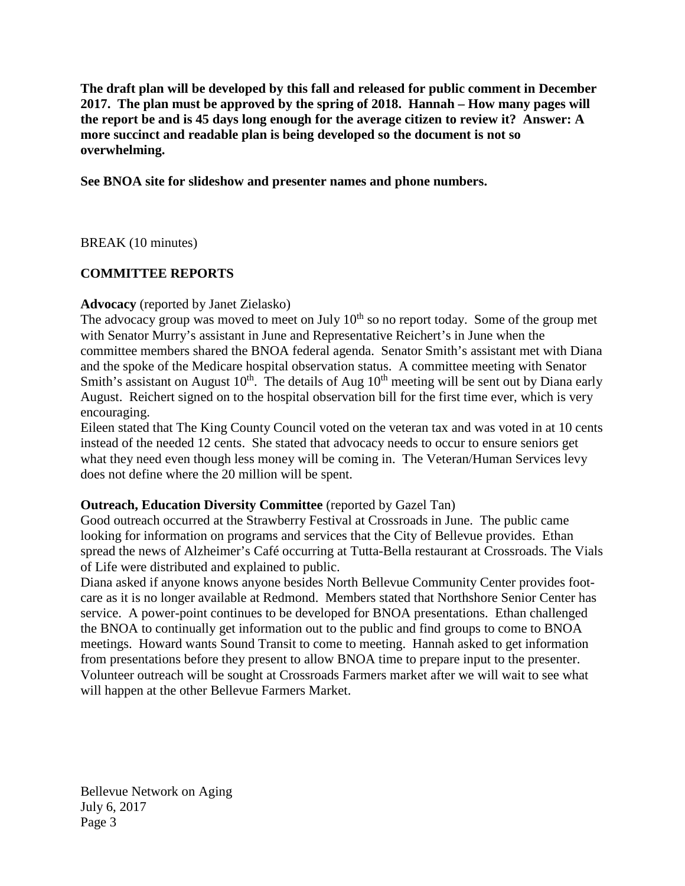**The draft plan will be developed by this fall and released for public comment in December 2017. The plan must be approved by the spring of 2018. Hannah – How many pages will the report be and is 45 days long enough for the average citizen to review it? Answer: A more succinct and readable plan is being developed so the document is not so overwhelming.**

**See BNOA site for slideshow and presenter names and phone numbers.**

BREAK (10 minutes)

## COMMITTEE REPORTS

**Advocacy** (reported by Janet Zielasko)

The advocacy group was moved to meet on July 10th so no report today. Some of the group met with Senator Murry's assistant in June and Representative Reichert's in June when the committee members shared the BNOA federal agenda. Senator Smith's assistant met with Diana and the spoke of the Medicare hospital observation status. A committee meeting with Senator Smith's assistant on August 10th. The details of Aug 10th meeting will be sent out by Diana early August. Reichert signed on to the hospital observation bill for the first time ever, which is very encouraging.

Eileen stated that The King County Council voted on the veteran tax and was voted in at 10 cents instead of the needed 12 cents. She stated that advocacy needs to occur to ensure seniors get what they need even though less money will be coming in. The Veteran/Human Services levy does not define where the 20 million will be spent.

**Outreach, Education Diversity Committee** (reported by Gazel Tan)

Good outreach occurred at the Strawberry Festival at Crossroads in June. The public came looking for information on programs and services that the City of Bellevue provides. Ethan spread the news of Alzheimer's Café occurring at Tutta-Bella restaurant at Crossroads. The Vials of Life were distributed and explained to public.

Diana asked if anyone knows anyone besides North Bellevue Community Center provides foot-care as it is no longer available at Redmond. Members stated that Northshore Senior Center has service. A power-point continues to be developed for BNOA presentations. Ethan challenged the BNOA to continually get information out to the public and find groups to come to BNOA meetings. Howard wants Sound Transit to come to meeting. Hannah asked to get information from presentations before they present to allow BNOA time to prepare input to the presenter. Volunteer outreach will be sought at Crossroads Farmers market after we will wait to see what will happen at the other Bellevue Farmers Market.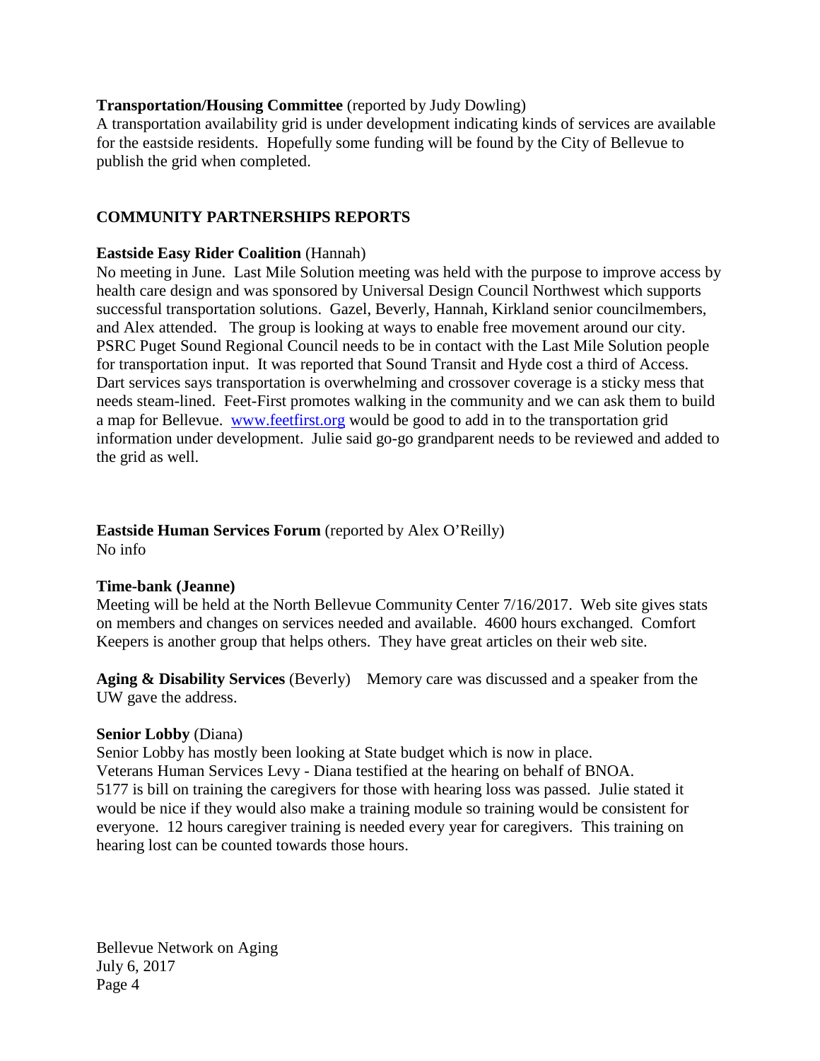**Transportation/Housing Committee** (reported by Judy Dowling)
A transportation availability grid is under development indicating kinds of services are available for the eastside residents. Hopefully some funding will be found by the City of Bellevue to publish the grid when completed.

## COMMUNITY PARTNERSHIPS REPORTS

**Eastside Easy Rider Coalition** (Hannah)
No meeting in June. Last Mile Solution meeting was held with the purpose to improve access by health care design and was sponsored by Universal Design Council Northwest which supports successful transportation solutions. Gazel, Beverly, Hannah, Kirkland senior councilmembers, and Alex attended. The group is looking at ways to enable free movement around our city. PSRC Puget Sound Regional Council needs to be in contact with the Last Mile Solution people for transportation input. It was reported that Sound Transit and Hyde cost a third of Access. Dart services says transportation is overwhelming and crossover coverage is a sticky mess that needs steam-lined. Feet-First promotes walking in the community and we can ask them to build a map for Bellevue. www.feetfirst.org would be good to add in to the transportation grid information under development. Julie said go-go grandparent needs to be reviewed and added to the grid as well.

**Eastside Human Services Forum** (reported by Alex O'Reilly)
No info

**Time-bank (Jeanne)**
Meeting will be held at the North Bellevue Community Center 7/16/2017. Web site gives stats on members and changes on services needed and available. 4600 hours exchanged. Comfort Keepers is another group that helps others. They have great articles on their web site.

**Aging & Disability Services** (Beverly) Memory care was discussed and a speaker from the UW gave the address.

**Senior Lobby** (Diana)
Senior Lobby has mostly been looking at State budget which is now in place.
Veterans Human Services Levy - Diana testified at the hearing on behalf of BNOA.
5177 is bill on training the caregivers for those with hearing loss was passed. Julie stated it would be nice if they would also make a training module so training would be consistent for everyone. 12 hours caregiver training is needed every year for caregivers. This training on hearing lost can be counted towards those hours.

Bellevue Network on Aging
July 6, 2017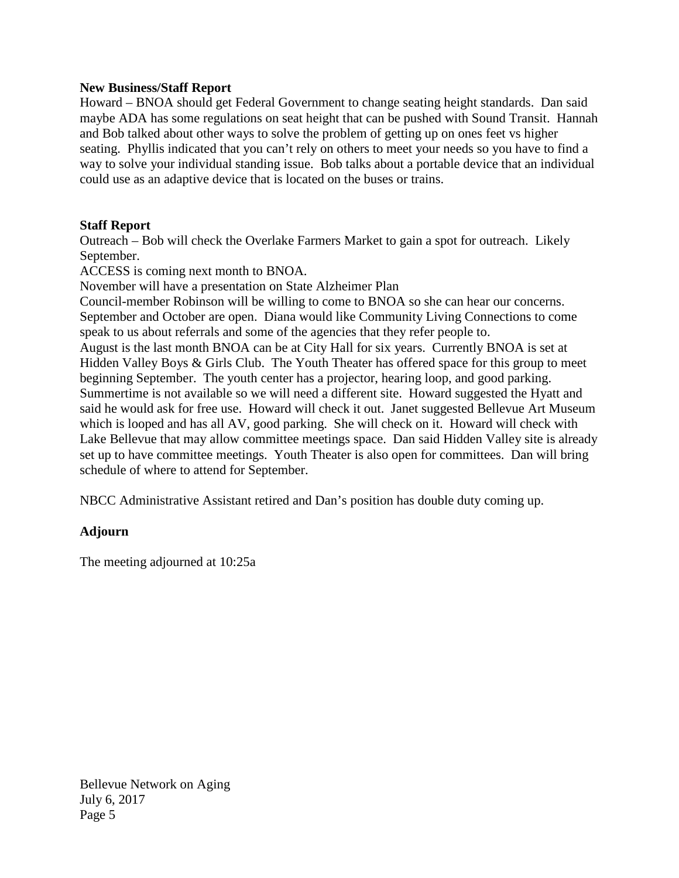**New Business/Staff Report**

Howard – BNOA should get Federal Government to change seating height standards. Dan said maybe ADA has some regulations on seat height that can be pushed with Sound Transit. Hannah and Bob talked about other ways to solve the problem of getting up on ones feet vs higher seating. Phyllis indicated that you can't rely on others to meet your needs so you have to find a way to solve your individual standing issue. Bob talks about a portable device that an individual could use as an adaptive device that is located on the buses or trains.

**Staff Report**

Outreach – Bob will check the Overlake Farmers Market to gain a spot for outreach. Likely September.

ACCESS is coming next month to BNOA.

November will have a presentation on State Alzheimer Plan

Council-member Robinson will be willing to come to BNOA so she can hear our concerns. September and October are open. Diana would like Community Living Connections to come speak to us about referrals and some of the agencies that they refer people to.

August is the last month BNOA can be at City Hall for six years. Currently BNOA is set at Hidden Valley Boys & Girls Club. The Youth Theater has offered space for this group to meet beginning September. The youth center has a projector, hearing loop, and good parking. Summertime is not available so we will need a different site. Howard suggested the Hyatt and said he would ask for free use. Howard will check it out. Janet suggested Bellevue Art Museum which is looped and has all AV, good parking. She will check on it. Howard will check with Lake Bellevue that may allow committee meetings space. Dan said Hidden Valley site is already set up to have committee meetings. Youth Theater is also open for committees. Dan will bring schedule of where to attend for September.

NBCC Administrative Assistant retired and Dan's position has double duty coming up.

## Adjourn

The meeting adjourned at 10:25a